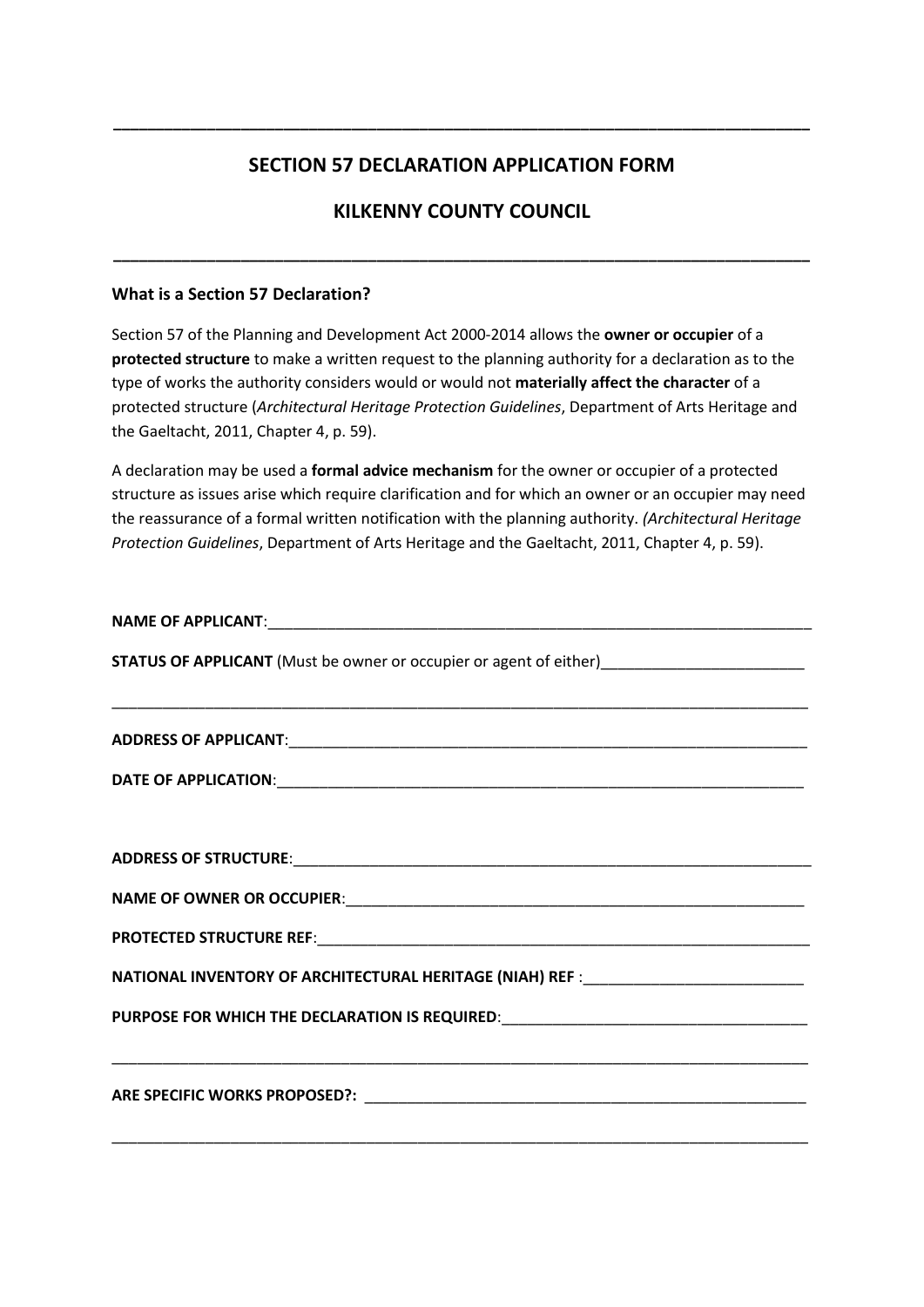---

# SECTION 57 DECLARATION APPLICATION FORM

# KILKENNY COUNTY COUNCIL

---

### What is a Section 57 Declaration?

Section 57 of the Planning and Development Act 2000-2014 allows the **owner or occupier** of a **protected structure** to make a written request to the planning authority for a declaration as to the type of works the authority considers would or would not **materially affect the character** of a protected structure (*Architectural Heritage Protection Guidelines*, Department of Arts Heritage and the Gaeltacht, 2011, Chapter 4, p. 59).

A declaration may be used a **formal advice mechanism** for the owner or occupier of a protected structure as issues arise which require clarification and for which an owner or an occupier may need the reassurance of a formal written notification with the planning authority. *(Architectural Heritage Protection Guidelines*, Department of Arts Heritage and the Gaeltacht, 2011, Chapter 4, p. 59).

**NAME OF APPLICANT**:___________________________________________________________

**STATUS OF APPLICANT** (Must be owner or occupier or agent of either)______________________

_____________________________________________________________________________

**ADDRESS OF APPLICANT**:________________________________________________________

**DATE OF APPLICATION**:_________________________________________________________

**ADDRESS OF STRUCTURE**:_______________________________________________________

**NAME OF OWNER OR OCCUPIER**:__________________________________________________

**PROTECTED STRUCTURE REF**:____________________________________________________

**NATIONAL INVENTORY OF ARCHITECTURAL HERITAGE (NIAH) REF** :________________________

**PURPOSE FOR WHICH THE DECLARATION IS REQUIRED**:__________________________________

_____________________________________________________________________________

**ARE SPECIFIC WORKS PROPOSED?:** __________________________________________________

_____________________________________________________________________________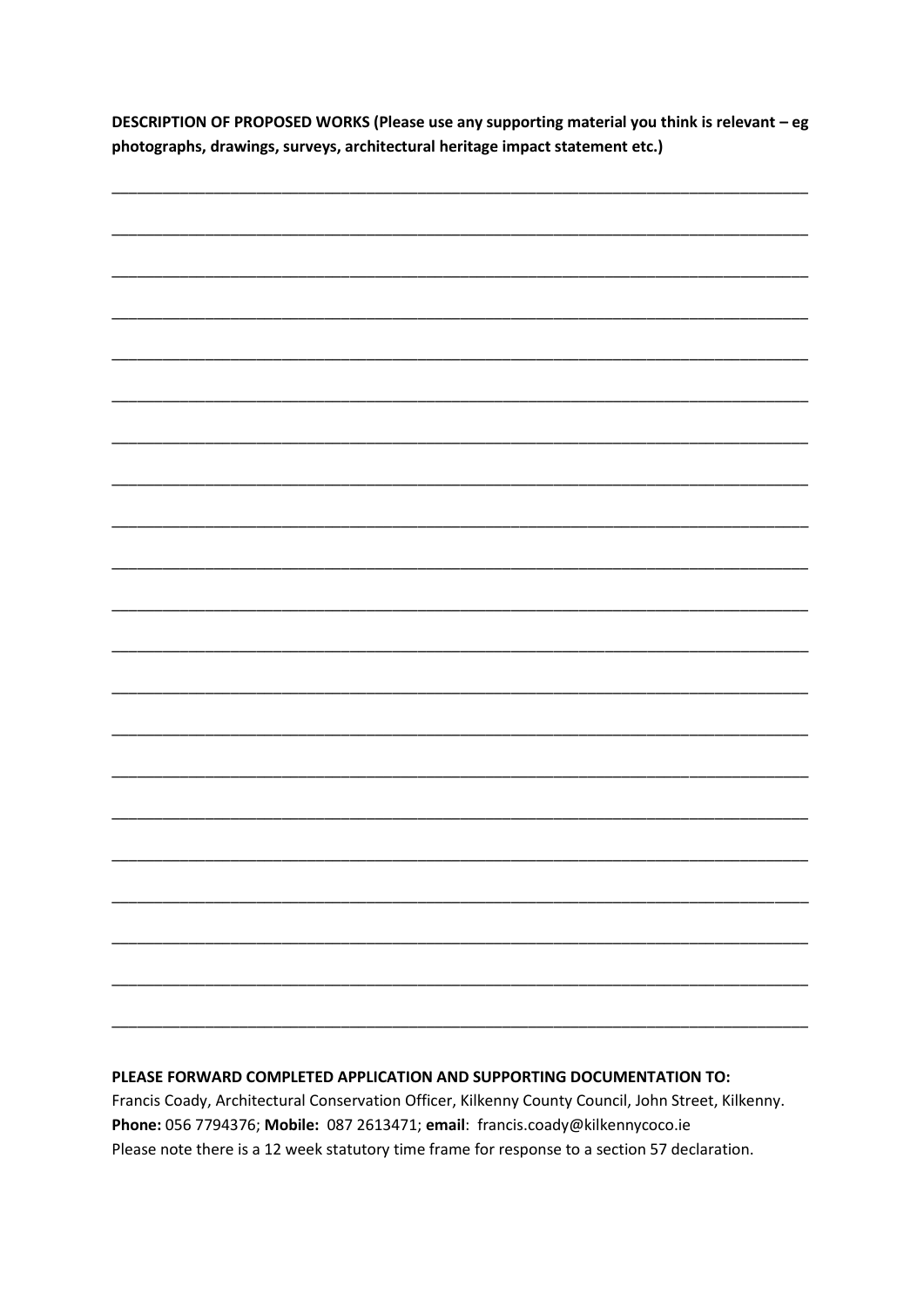**DESCRIPTION OF PROPOSED WORKS (Please use any supporting material you think is relevant – eg photographs, drawings, surveys, architectural heritage impact statement etc.)**

___________________________________________________________________________

___________________________________________________________________________

___________________________________________________________________________

___________________________________________________________________________

___________________________________________________________________________

___________________________________________________________________________

___________________________________________________________________________

___________________________________________________________________________

___________________________________________________________________________

___________________________________________________________________________

___________________________________________________________________________

___________________________________________________________________________

___________________________________________________________________________

___________________________________________________________________________

___________________________________________________________________________

___________________________________________________________________________

___________________________________________________________________________

___________________________________________________________________________

___________________________________________________________________________

___________________________________________________________________________

___________________________________________________________________________

**PLEASE FORWARD COMPLETED APPLICATION AND SUPPORTING DOCUMENTATION TO:**
Francis Coady, Architectural Conservation Officer, Kilkenny County Council, John Street, Kilkenny.
**Phone:** 056 7794376; **Mobile:** 087 2613471; **email**: francis.coady@kilkennycoco.ie
Please note there is a 12 week statutory time frame for response to a section 57 declaration.